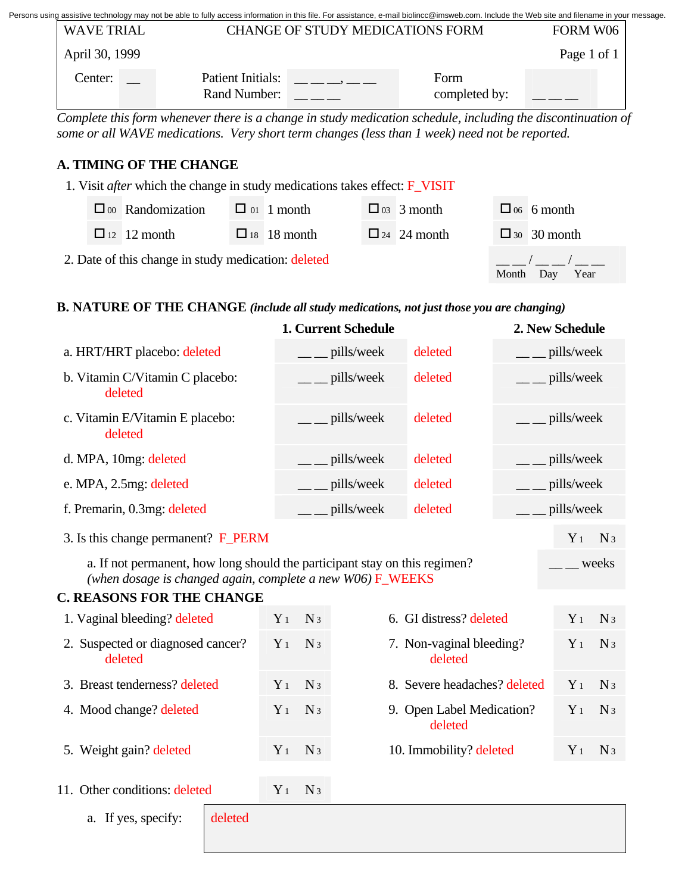Persons using assistive technology may not be able to fully access information in this file. For assistance, e-mail biolincc@imsweb.com. Include the Web site and filename in your message.

| WAVE TRIAL | CHANGE OF STUDY MEDICATIONS FORM | | FORM W06 |
|---|---|---|---|
| April 30, 1999 | | | Page 1 of 1 |
| Center: __ | Patient Initials: __ __ __, __ __ Rand Number: __ __ __ | Form completed by: | __ __ __ |

*Complete this form whenever there is a change in study medication schedule, including the discontinuation of some or all WAVE medications. Very short term changes (less than 1 week) need not be reported.*

## A. TIMING OF THE CHANGE

1. Visit *after* which the change in study medications takes effect: F_VISIT

| | | | |
|---|---|---|---|
| ☐ 00 Randomization | ☐ 01 1 month | ☐ 03 3 month | ☐ 06 6 month |
| ☐ 12 12 month | ☐ 18 18 month | ☐ 24 24 month | ☐ 30 30 month |

2. Date of this change in study medication: deleted

__ __ / __ __ / __ __
Month Day Year

## B. NATURE OF THE CHANGE *(include all study medications, not just those you are changing)*

| | 1. Current Schedule | | 2. New Schedule |
|---|---|---|---|
| a. HRT/HRT placebo: deleted | __ __ pills/week | deleted | __ __ pills/week |
| b. Vitamin C/Vitamin C placebo: deleted | __ __ pills/week | deleted | __ __ pills/week |
| c. Vitamin E/Vitamin E placebo: deleted | __ __ pills/week | deleted | __ __ pills/week |
| d. MPA, 10mg: deleted | __ __ pills/week | deleted | __ __ pills/week |
| e. MPA, 2.5mg: deleted | __ __ pills/week | deleted | __ __ pills/week |
| f. Premarin, 0.3mg: deleted | __ __ pills/week | deleted | __ __ pills/week |

3. Is this change permanent? F_PERM — Y 1 N 3

   a. If not permanent, how long should the participant stay on this regimen? *(when dosage is changed again, complete a new W06)* F_WEEKS — __ __ weeks

## C. REASONS FOR THE CHANGE

| | | | |
|---|---|---|---|
| 1. Vaginal bleeding? deleted | Y 1 N 3 | 6. GI distress? deleted | Y 1 N 3 |
| 2. Suspected or diagnosed cancer? deleted | Y 1 N 3 | 7. Non-vaginal bleeding? deleted | Y 1 N 3 |
| 3. Breast tenderness? deleted | Y 1 N 3 | 8. Severe headaches? deleted | Y 1 N 3 |
| 4. Mood change? deleted | Y 1 N 3 | 9. Open Label Medication? deleted | Y 1 N 3 |
| 5. Weight gain? deleted | Y 1 N 3 | 10. Immobility? deleted | Y 1 N 3 |

11. Other conditions: deleted — Y 1 N 3

   a. If yes, specify: deleted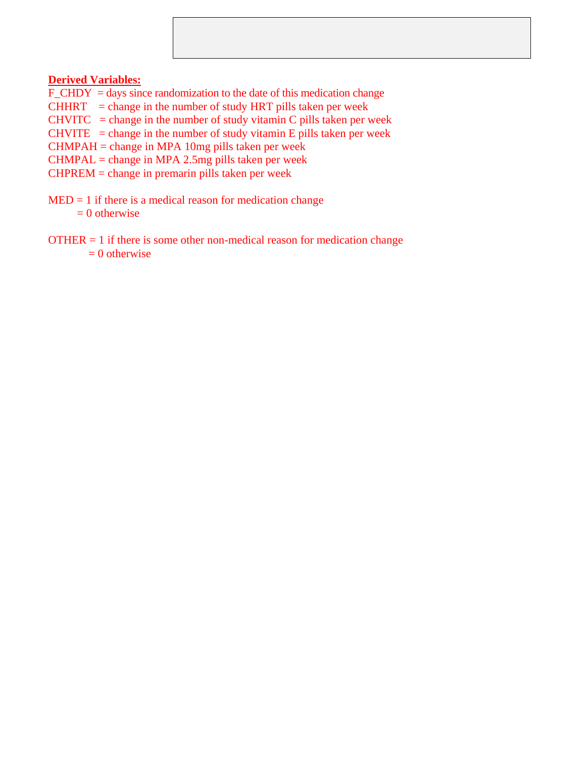**Derived Variables:**

F_CHDY = days since randomization to the date of this medication change
CHHRT = change in the number of study HRT pills taken per week
CHVITC = change in the number of study vitamin C pills taken per week
CHVITE = change in the number of study vitamin E pills taken per week
CHMPAH = change in MPA 10mg pills taken per week
CHMPAL = change in MPA 2.5mg pills taken per week
CHPREM = change in premarin pills taken per week

MED = 1 if there is a medical reason for medication change
= 0 otherwise

OTHER = 1 if there is some other non-medical reason for medication change
= 0 otherwise